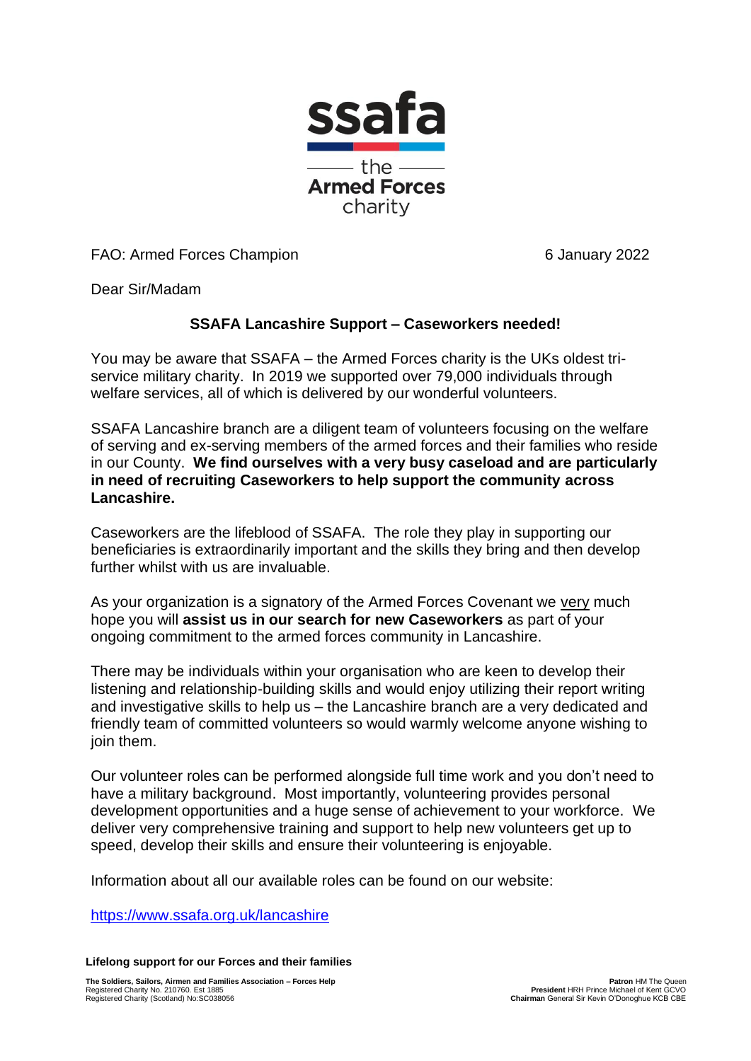ssafa

the Armed Forces charity

FAO: Armed Forces Champion

6 January 2022

Dear Sir/Madam

**SSAFA Lancashire Support – Caseworkers needed!**

You may be aware that SSAFA – the Armed Forces charity is the UKs oldest tri-service military charity. In 2019 we supported over 79,000 individuals through welfare services, all of which is delivered by our wonderful volunteers.

SSAFA Lancashire branch are a diligent team of volunteers focusing on the welfare of serving and ex-serving members of the armed forces and their families who reside in our County. **We find ourselves with a very busy caseload and are particularly in need of recruiting Caseworkers to help support the community across Lancashire.**

Caseworkers are the lifeblood of SSAFA. The role they play in supporting our beneficiaries is extraordinarily important and the skills they bring and then develop further whilst with us are invaluable.

As your organization is a signatory of the Armed Forces Covenant we very much hope you will **assist us in our search for new Caseworkers** as part of your ongoing commitment to the armed forces community in Lancashire.

There may be individuals within your organisation who are keen to develop their listening and relationship-building skills and would enjoy utilizing their report writing and investigative skills to help us – the Lancashire branch are a very dedicated and friendly team of committed volunteers so would warmly welcome anyone wishing to join them.

Our volunteer roles can be performed alongside full time work and you don't need to have a military background. Most importantly, volunteering provides personal development opportunities and a huge sense of achievement to your workforce. We deliver very comprehensive training and support to help new volunteers get up to speed, develop their skills and ensure their volunteering is enjoyable.

Information about all our available roles can be found on our website:

https://www.ssafa.org.uk/lancashire

**Lifelong support for our Forces and their families**

**The Soldiers, Sailors, Airmen and Families Association – Forces Help**
Registered Charity No. 210760. Est 1885
Registered Charity (Scotland) No:SC038056

**Patron** HM The Queen
**President** HRH Prince Michael of Kent GCVO
**Chairman** General Sir Kevin O'Donoghue KCB CBE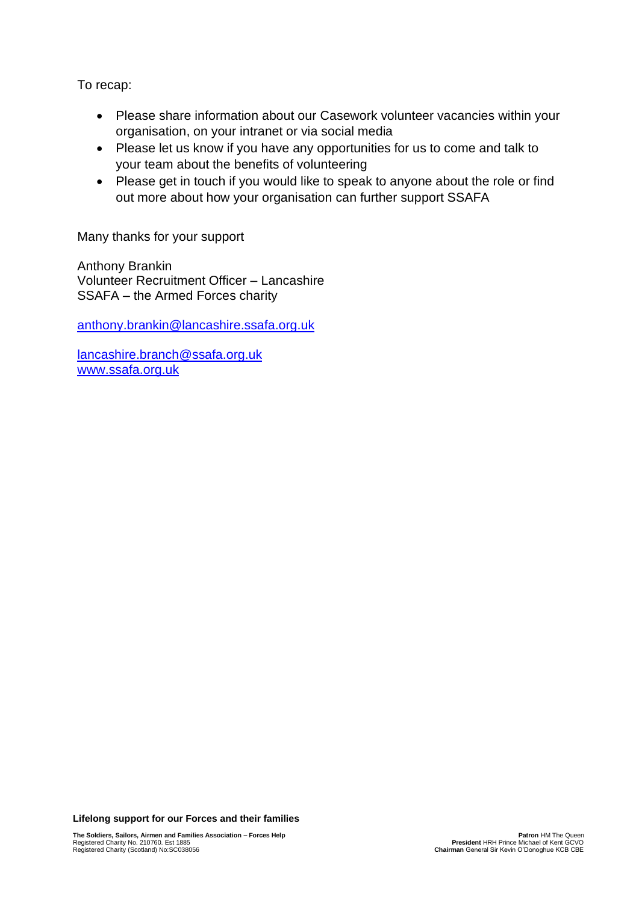To recap:

- Please share information about our Casework volunteer vacancies within your organisation, on your intranet or via social media
- Please let us know if you have any opportunities for us to come and talk to your team about the benefits of volunteering
- Please get in touch if you would like to speak to anyone about the role or find out more about how your organisation can further support SSAFA

Many thanks for your support

Anthony Brankin
Volunteer Recruitment Officer – Lancashire
SSAFA – the Armed Forces charity

anthony.brankin@lancashire.ssafa.org.uk

lancashire.branch@ssafa.org.uk
www.ssafa.org.uk

**Lifelong support for our Forces and their families**

**The Soldiers, Sailors, Airmen and Families Association – Forces Help**
Registered Charity No. 210760. Est 1885
Registered Charity (Scotland) No:SC038056

**Patron** HM The Queen
**President** HRH Prince Michael of Kent GCVO
**Chairman** General Sir Kevin O'Donoghue KCB CBE